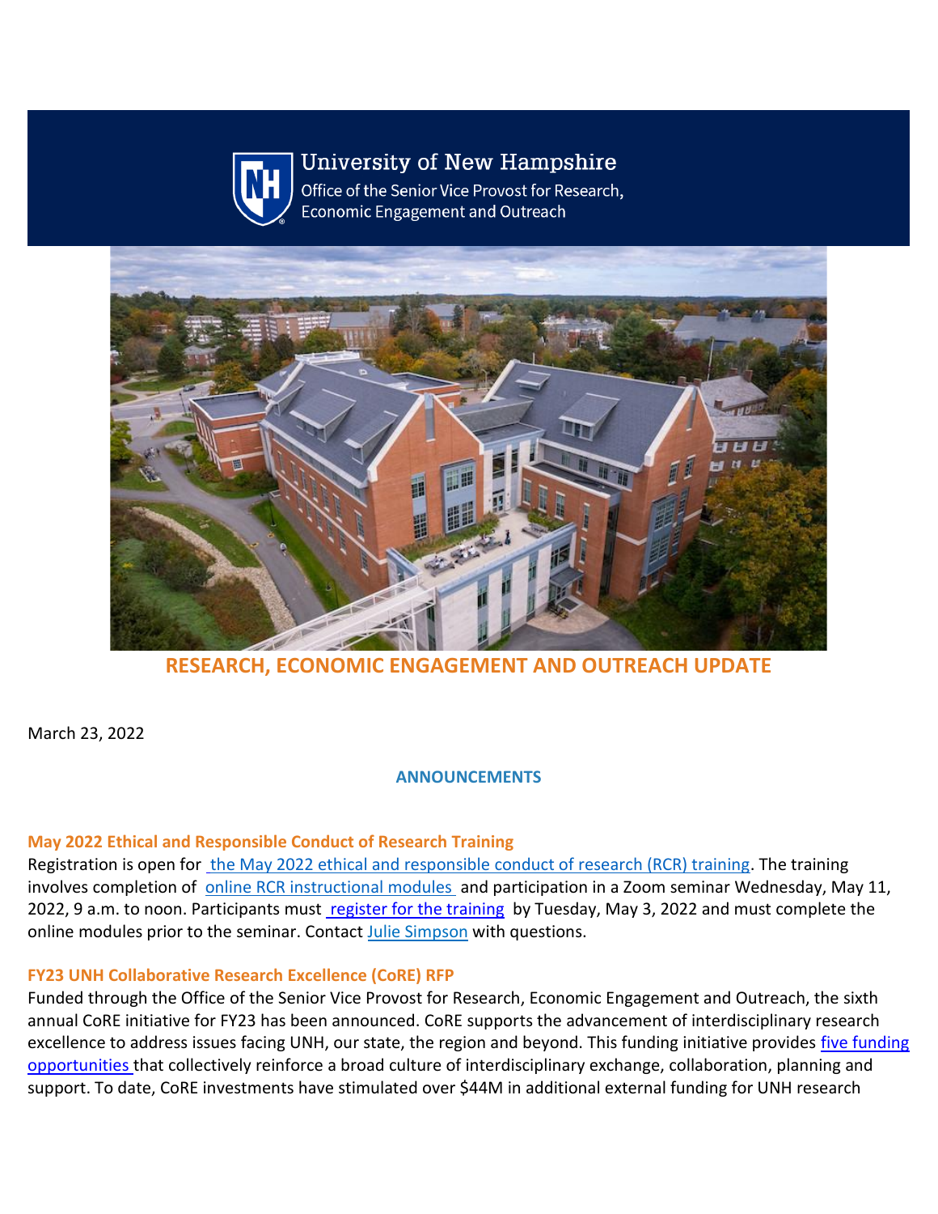University of New Hampshire
Office of the Senior Vice Provost for Research, Economic Engagement and Outreach

# RESEARCH, ECONOMIC ENGAGEMENT AND OUTREACH UPDATE

March 23, 2022

## ANNOUNCEMENTS

### May 2022 Ethical and Responsible Conduct of Research Training

Registration is open for the May 2022 ethical and responsible conduct of research (RCR) training. The training involves completion of online RCR instructional modules and participation in a Zoom seminar Wednesday, May 11, 2022, 9 a.m. to noon. Participants must register for the training by Tuesday, May 3, 2022 and must complete the online modules prior to the seminar. Contact Julie Simpson with questions.

### FY23 UNH Collaborative Research Excellence (CoRE) RFP

Funded through the Office of the Senior Vice Provost for Research, Economic Engagement and Outreach, the sixth annual CoRE initiative for FY23 has been announced. CoRE supports the advancement of interdisciplinary research excellence to address issues facing UNH, our state, the region and beyond. This funding initiative provides five funding opportunities that collectively reinforce a broad culture of interdisciplinary exchange, collaboration, planning and support. To date, CoRE investments have stimulated over $44M in additional external funding for UNH research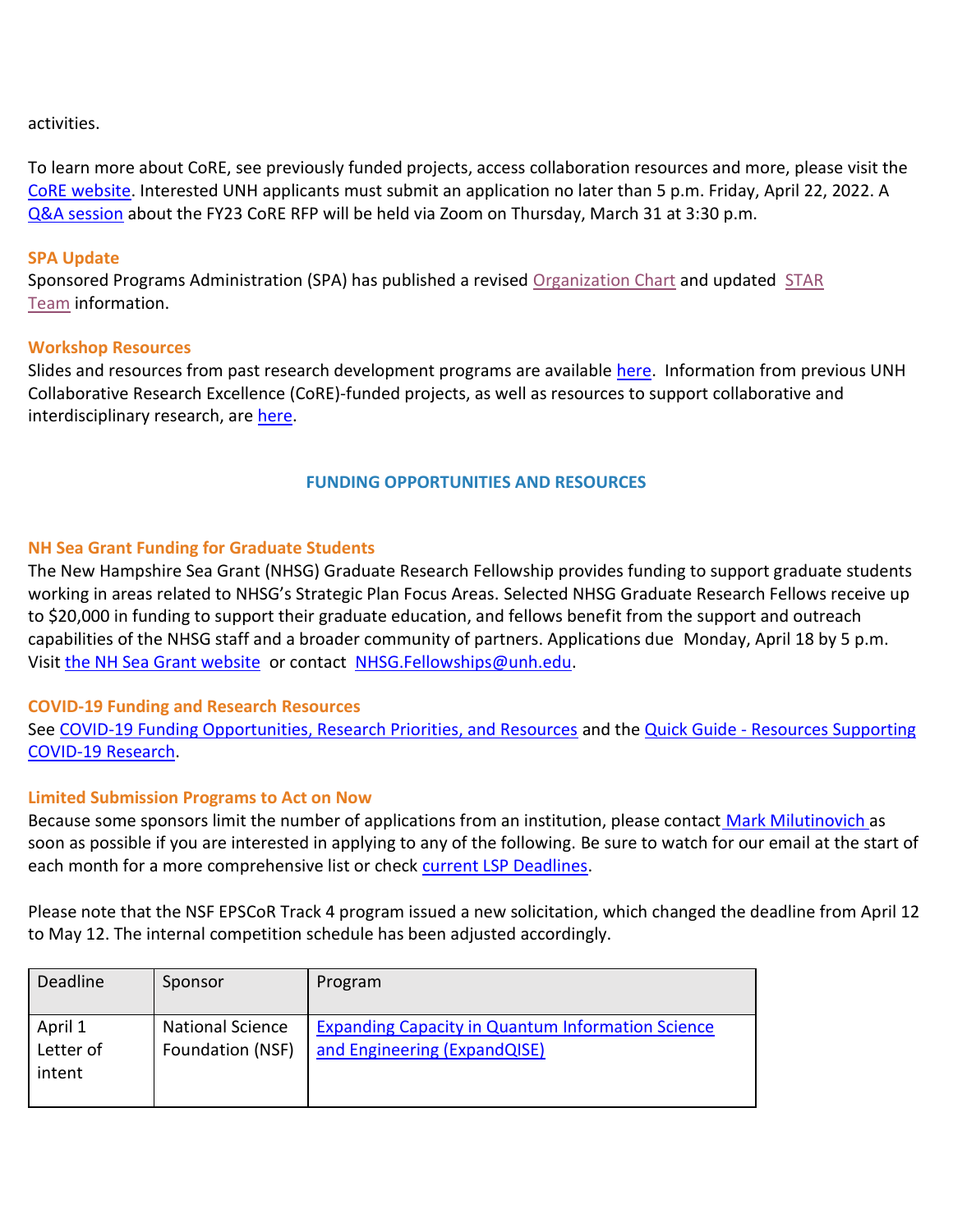activities.

To learn more about CoRE, see previously funded projects, access collaboration resources and more, please visit the CoRE website. Interested UNH applicants must submit an application no later than 5 p.m. Friday, April 22, 2022. A Q&A session about the FY23 CoRE RFP will be held via Zoom on Thursday, March 31 at 3:30 p.m.

### SPA Update

Sponsored Programs Administration (SPA) has published a revised Organization Chart and updated STAR Team information.

### Workshop Resources

Slides and resources from past research development programs are available here. Information from previous UNH Collaborative Research Excellence (CoRE)-funded projects, as well as resources to support collaborative and interdisciplinary research, are here.

## FUNDING OPPORTUNITIES AND RESOURCES

### NH Sea Grant Funding for Graduate Students

The New Hampshire Sea Grant (NHSG) Graduate Research Fellowship provides funding to support graduate students working in areas related to NHSG's Strategic Plan Focus Areas. Selected NHSG Graduate Research Fellows receive up to $20,000 in funding to support their graduate education, and fellows benefit from the support and outreach capabilities of the NHSG staff and a broader community of partners. Applications due Monday, April 18 by 5 p.m. Visit the NH Sea Grant website or contact NHSG.Fellowships@unh.edu.

### COVID-19 Funding and Research Resources

See COVID-19 Funding Opportunities, Research Priorities, and Resources and the Quick Guide - Resources Supporting COVID-19 Research.

### Limited Submission Programs to Act on Now

Because some sponsors limit the number of applications from an institution, please contact Mark Milutinovich as soon as possible if you are interested in applying to any of the following. Be sure to watch for our email at the start of each month for a more comprehensive list or check current LSP Deadlines.

Please note that the NSF EPSCoR Track 4 program issued a new solicitation, which changed the deadline from April 12 to May 12. The internal competition schedule has been adjusted accordingly.

| Deadline | Sponsor | Program |
| --- | --- | --- |
| April 1 Letter of intent | National Science Foundation (NSF) | Expanding Capacity in Quantum Information Science and Engineering (ExpandQISE) |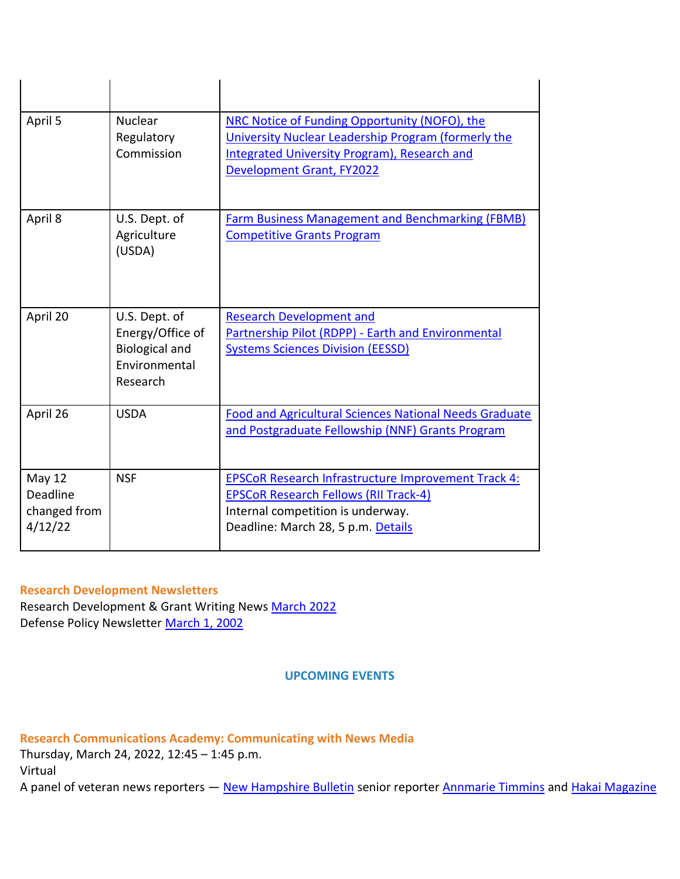| | | |
|---|---|---|
| | | |
| April 5 | Nuclear Regulatory Commission | NRC Notice of Funding Opportunity (NOFO), the University Nuclear Leadership Program (formerly the Integrated University Program), Research and Development Grant, FY2022 |
| April 8 | U.S. Dept. of Agriculture (USDA) | Farm Business Management and Benchmarking (FBMB) Competitive Grants Program |
| April 20 | U.S. Dept. of Energy/Office of Biological and Environmental Research | Research Development and Partnership Pilot (RDPP) - Earth and Environmental Systems Sciences Division (EESSD) |
| April 26 | USDA | Food and Agricultural Sciences National Needs Graduate and Postgraduate Fellowship (NNF) Grants Program |
| May 12 Deadline changed from 4/12/22 | NSF | EPSCoR Research Infrastructure Improvement Track 4: EPSCoR Research Fellows (RII Track-4) Internal competition is underway. Deadline: March 28, 5 p.m. Details |

**Research Development Newsletters**
Research Development & Grant Writing News March 2022
Defense Policy Newsletter March 1, 2002

## UPCOMING EVENTS

**Research Communications Academy: Communicating with News Media**
Thursday, March 24, 2022, 12:45 – 1:45 p.m.
Virtual
A panel of veteran news reporters — New Hampshire Bulletin senior reporter Annmarie Timmins and Hakai Magazine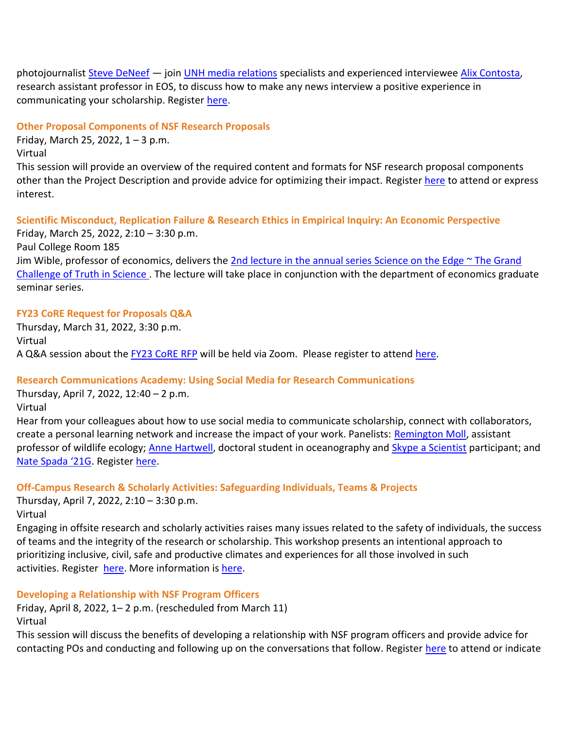photojournalist Steve DeNeef — join UNH media relations specialists and experienced interviewee Alix Contosta, research assistant professor in EOS, to discuss how to make any news interview a positive experience in communicating your scholarship. Register here.

### Other Proposal Components of NSF Research Proposals

Friday, March 25, 2022, 1 – 3 p.m.
Virtual
This session will provide an overview of the required content and formats for NSF research proposal components other than the Project Description and provide advice for optimizing their impact. Register here to attend or express interest.

### Scientific Misconduct, Replication Failure & Research Ethics in Empirical Inquiry: An Economic Perspective

Friday, March 25, 2022, 2:10 – 3:30 p.m.
Paul College Room 185
Jim Wible, professor of economics, delivers the 2nd lecture in the annual series Science on the Edge ~ The Grand Challenge of Truth in Science . The lecture will take place in conjunction with the department of economics graduate seminar series.

### FY23 CoRE Request for Proposals Q&A

Thursday, March 31, 2022, 3:30 p.m.
Virtual
A Q&A session about the FY23 CoRE RFP will be held via Zoom. Please register to attend here.

### Research Communications Academy: Using Social Media for Research Communications

Thursday, April 7, 2022, 12:40 – 2 p.m.
Virtual
Hear from your colleagues about how to use social media to communicate scholarship, connect with collaborators, create a personal learning network and increase the impact of your work. Panelists: Remington Moll, assistant professor of wildlife ecology; Anne Hartwell, doctoral student in oceanography and Skype a Scientist participant; and Nate Spada '21G. Register here.

### Off-Campus Research & Scholarly Activities: Safeguarding Individuals, Teams & Projects

Thursday, April 7, 2022, 2:10 – 3:30 p.m.
Virtual
Engaging in offsite research and scholarly activities raises many issues related to the safety of individuals, the success of teams and the integrity of the research or scholarship. This workshop presents an intentional approach to prioritizing inclusive, civil, safe and productive climates and experiences for all those involved in such activities. Register here. More information is here.

### Developing a Relationship with NSF Program Officers

Friday, April 8, 2022, 1– 2 p.m. (rescheduled from March 11)
Virtual
This session will discuss the benefits of developing a relationship with NSF program officers and provide advice for contacting POs and conducting and following up on the conversations that follow. Register here to attend or indicate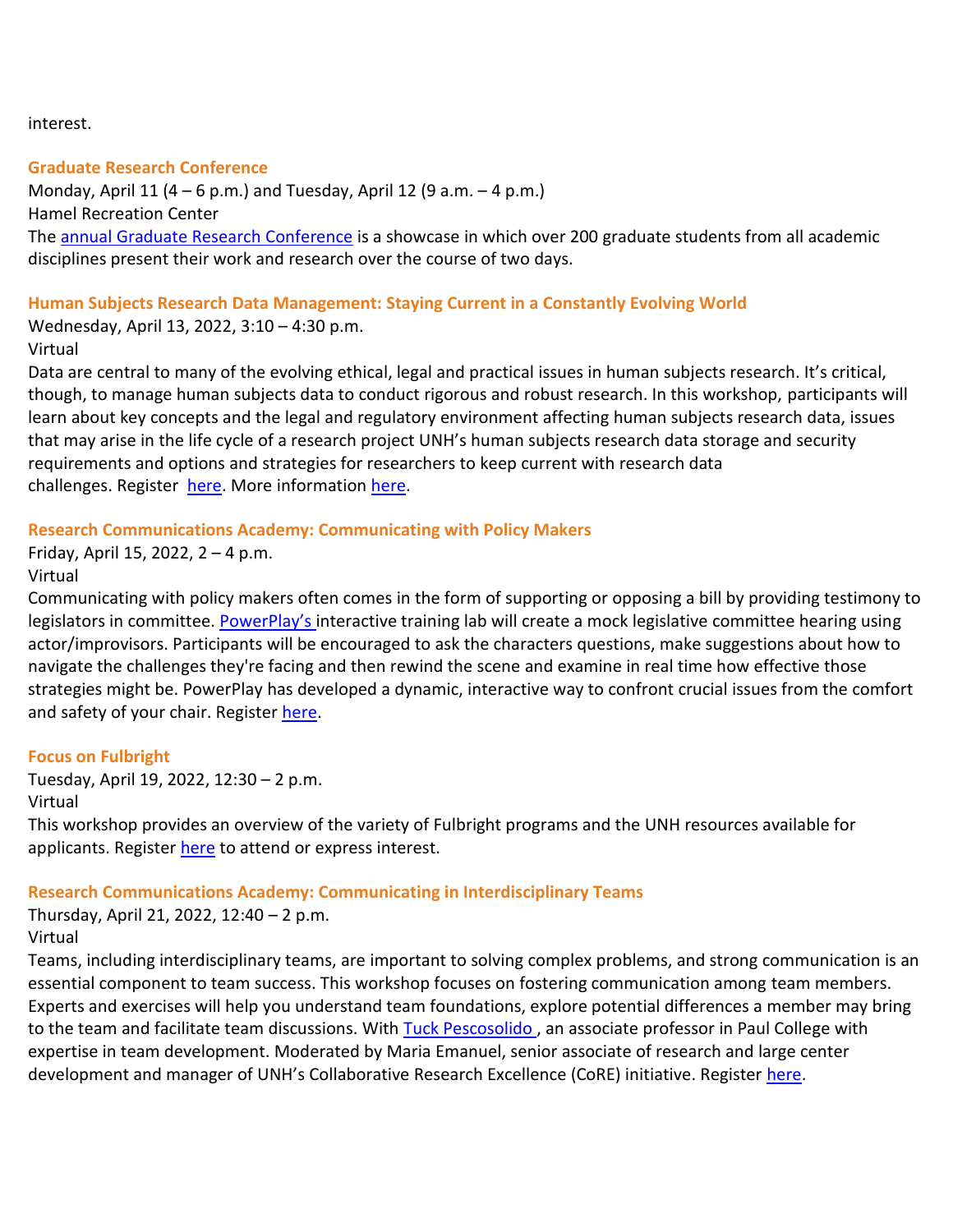interest.

**Graduate Research Conference**

Monday, April 11 (4 – 6 p.m.) and Tuesday, April 12 (9 a.m. – 4 p.m.)
Hamel Recreation Center
The annual Graduate Research Conference is a showcase in which over 200 graduate students from all academic disciplines present their work and research over the course of two days.

**Human Subjects Research Data Management: Staying Current in a Constantly Evolving World**

Wednesday, April 13, 2022, 3:10 – 4:30 p.m.
Virtual
Data are central to many of the evolving ethical, legal and practical issues in human subjects research. It's critical, though, to manage human subjects data to conduct rigorous and robust research. In this workshop, participants will learn about key concepts and the legal and regulatory environment affecting human subjects research data, issues that may arise in the life cycle of a research project UNH's human subjects research data storage and security requirements and options and strategies for researchers to keep current with research data challenges. Register here. More information here.

**Research Communications Academy: Communicating with Policy Makers**

Friday, April 15, 2022, 2 – 4 p.m.
Virtual
Communicating with policy makers often comes in the form of supporting or opposing a bill by providing testimony to legislators in committee. PowerPlay's interactive training lab will create a mock legislative committee hearing using actor/improvisors. Participants will be encouraged to ask the characters questions, make suggestions about how to navigate the challenges they're facing and then rewind the scene and examine in real time how effective those strategies might be. PowerPlay has developed a dynamic, interactive way to confront crucial issues from the comfort and safety of your chair. Register here.

**Focus on Fulbright**

Tuesday, April 19, 2022, 12:30 – 2 p.m.
Virtual
This workshop provides an overview of the variety of Fulbright programs and the UNH resources available for applicants. Register here to attend or express interest.

**Research Communications Academy: Communicating in Interdisciplinary Teams**

Thursday, April 21, 2022, 12:40 – 2 p.m.
Virtual
Teams, including interdisciplinary teams, are important to solving complex problems, and strong communication is an essential component to team success. This workshop focuses on fostering communication among team members. Experts and exercises will help you understand team foundations, explore potential differences a member may bring to the team and facilitate team discussions. With Tuck Pescosolido, an associate professor in Paul College with expertise in team development. Moderated by Maria Emanuel, senior associate of research and large center development and manager of UNH's Collaborative Research Excellence (CoRE) initiative. Register here.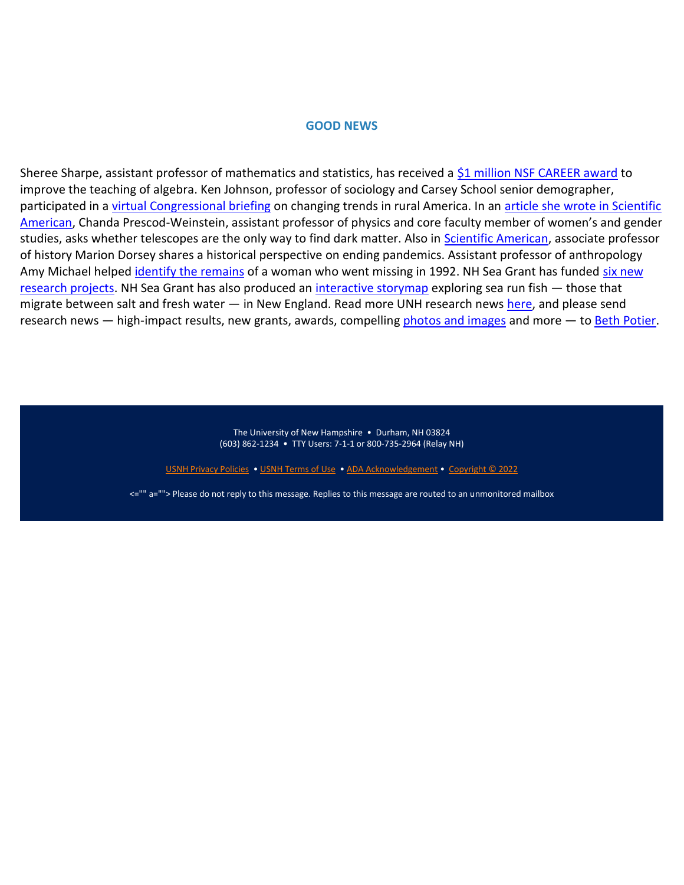## GOOD NEWS

Sheree Sharpe, assistant professor of mathematics and statistics, has received a $1 million NSF CAREER award to improve the teaching of algebra. Ken Johnson, professor of sociology and Carsey School senior demographer, participated in a virtual Congressional briefing on changing trends in rural America. In an article she wrote in Scientific American, Chanda Prescod-Weinstein, assistant professor of physics and core faculty member of women's and gender studies, asks whether telescopes are the only way to find dark matter. Also in Scientific American, associate professor of history Marion Dorsey shares a historical perspective on ending pandemics. Assistant professor of anthropology Amy Michael helped identify the remains of a woman who went missing in 1992. NH Sea Grant has funded six new research projects. NH Sea Grant has also produced an interactive storymap exploring sea run fish — those that migrate between salt and fresh water — in New England. Read more UNH research news here, and please send research news — high-impact results, new grants, awards, compelling photos and images and more — to Beth Potier.

The University of New Hampshire • Durham, NH 03824
(603) 862-1234 • TTY Users: 7-1-1 or 800-735-2964 (Relay NH)

USNH Privacy Policies • USNH Terms of Use • ADA Acknowledgement • Copyright © 2022

<="" a=""> Please do not reply to this message. Replies to this message are routed to an unmonitored mailbox